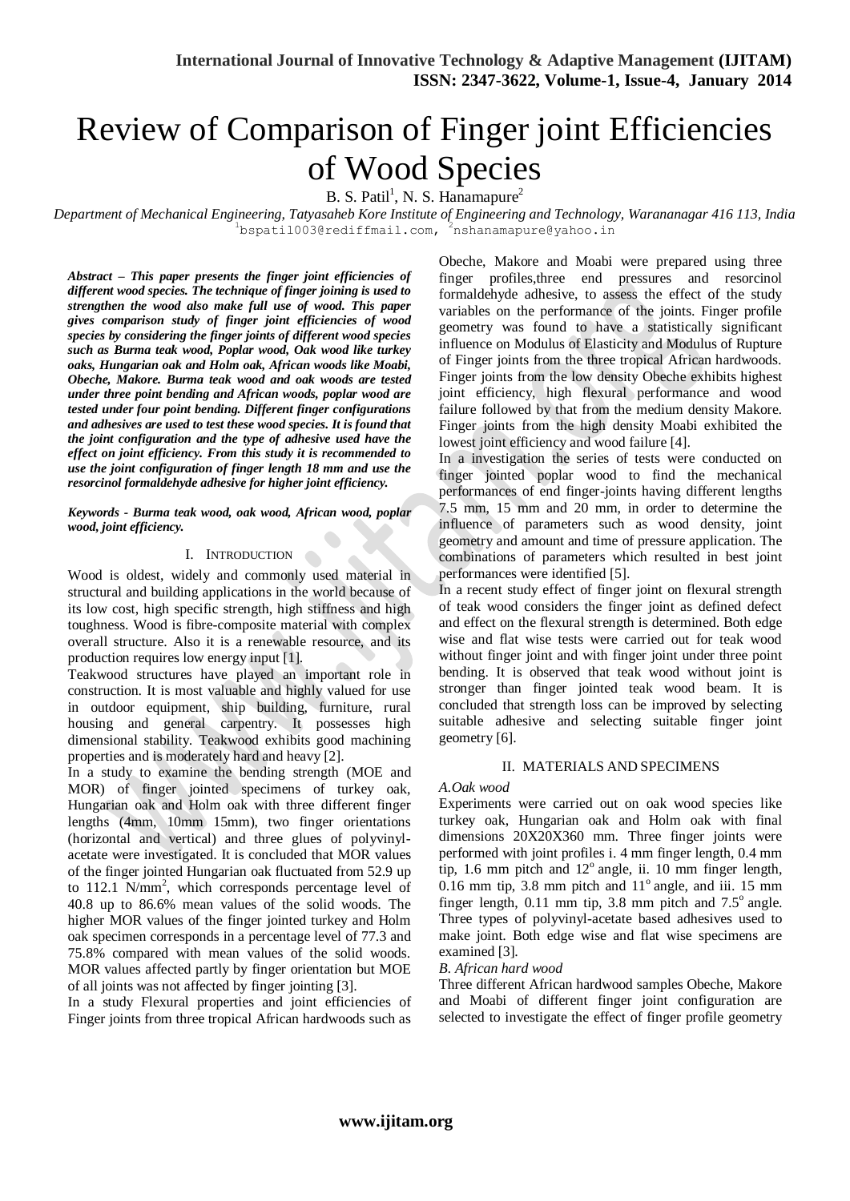# Review of Comparison of Finger joint Efficiencies of Wood Species

B. S. Patil[1], N. S. Hanamapure[2]

*Department of Mechanical Engineering, Tatyasaheb Kore Institute of Engineering and Technology, Warananagar 416 113, India*
[1]bspatil003@rediffmail.com, [2]nshanamapure@yahoo.in

***Abstract – This paper presents the finger joint efficiencies of different wood species. The technique of finger joining is used to strengthen the wood also make full use of wood. This paper gives comparison study of finger joint efficiencies of wood species by considering the finger joints of different wood species such as Burma teak wood, Poplar wood, Oak wood like turkey oaks, Hungarian oak and Holm oak, African woods like Moabi, Obeche, Makore. Burma teak wood and oak woods are tested under three point bending and African woods, poplar wood are tested under four point bending. Different finger configurations and adhesives are used to test these wood species. It is found that the joint configuration and the type of adhesive used have the effect on joint efficiency. From this study it is recommended to use the joint configuration of finger length 18 mm and use the resorcinol formaldehyde adhesive for higher joint efficiency.***

***Keywords - Burma teak wood, oak wood, African wood, poplar wood, joint efficiency.***

## I. Introduction

Wood is oldest, widely and commonly used material in structural and building applications in the world because of its low cost, high specific strength, high stiffness and high toughness. Wood is fibre-composite material with complex overall structure. Also it is a renewable resource, and its production requires low energy input [1].

Teakwood structures have played an important role in construction. It is most valuable and highly valued for use in outdoor equipment, ship building, furniture, rural housing and general carpentry. It possesses high dimensional stability. Teakwood exhibits good machining properties and is moderately hard and heavy [2].

In a study to examine the bending strength (MOE and MOR) of finger jointed specimens of turkey oak, Hungarian oak and Holm oak with three different finger lengths (4mm, 10mm 15mm), two finger orientations (horizontal and vertical) and three glues of polyvinyl-acetate were investigated. It is concluded that MOR values of the finger jointed Hungarian oak fluctuated from 52.9 up to 112.1 $N/mm^2$, which corresponds percentage level of 40.8 up to 86.6% mean values of the solid woods. The higher MOR values of the finger jointed turkey and Holm oak specimen corresponds in a percentage level of 77.3 and 75.8% compared with mean values of the solid woods. MOR values affected partly by finger orientation but MOE of all joints was not affected by finger jointing [3].

In a study Flexural properties and joint efficiencies of Finger joints from three tropical African hardwoods such as Obeche, Makore and Moabi were prepared using three finger profiles,three end pressures and resorcinol formaldehyde adhesive, to assess the effect of the study variables on the performance of the joints. Finger profile geometry was found to have a statistically significant influence on Modulus of Elasticity and Modulus of Rupture of Finger joints from the three tropical African hardwoods. Finger joints from the low density Obeche exhibits highest joint efficiency, high flexural performance and wood failure followed by that from the medium density Makore. Finger joints from the high density Moabi exhibited the lowest joint efficiency and wood failure [4].

In a investigation the series of tests were conducted on finger jointed poplar wood to find the mechanical performances of end finger-joints having different lengths 7.5 mm, 15 mm and 20 mm, in order to determine the influence of parameters such as wood density, joint geometry and amount and time of pressure application. The combinations of parameters which resulted in best joint performances were identified [5].

In a recent study effect of finger joint on flexural strength of teak wood considers the finger joint as defined defect and effect on the flexural strength is determined. Both edge wise and flat wise tests were carried out for teak wood without finger joint and with finger joint under three point bending. It is observed that teak wood without joint is stronger than finger jointed teak wood beam. It is concluded that strength loss can be improved by selecting suitable adhesive and selecting suitable finger joint geometry [6].

## II. Materials and Specimens

### *A. Oak wood*

Experiments were carried out on oak wood species like turkey oak, Hungarian oak and Holm oak with final dimensions 20X20X360 mm. Three finger joints were performed with joint profiles i. 4 mm finger length, 0.4 mm tip, 1.6 mm pitch and $12^o$ angle, ii. 10 mm finger length, 0.16 mm tip, 3.8 mm pitch and $11^o$ angle, and iii. 15 mm finger length, 0.11 mm tip, 3.8 mm pitch and $7.5^o$ angle. Three types of polyvinyl-acetate based adhesives used to make joint. Both edge wise and flat wise specimens are examined [3].

### *B. African hard wood*

Three different African hardwood samples Obeche, Makore and Moabi of different finger joint configuration are selected to investigate the effect of finger profile geometry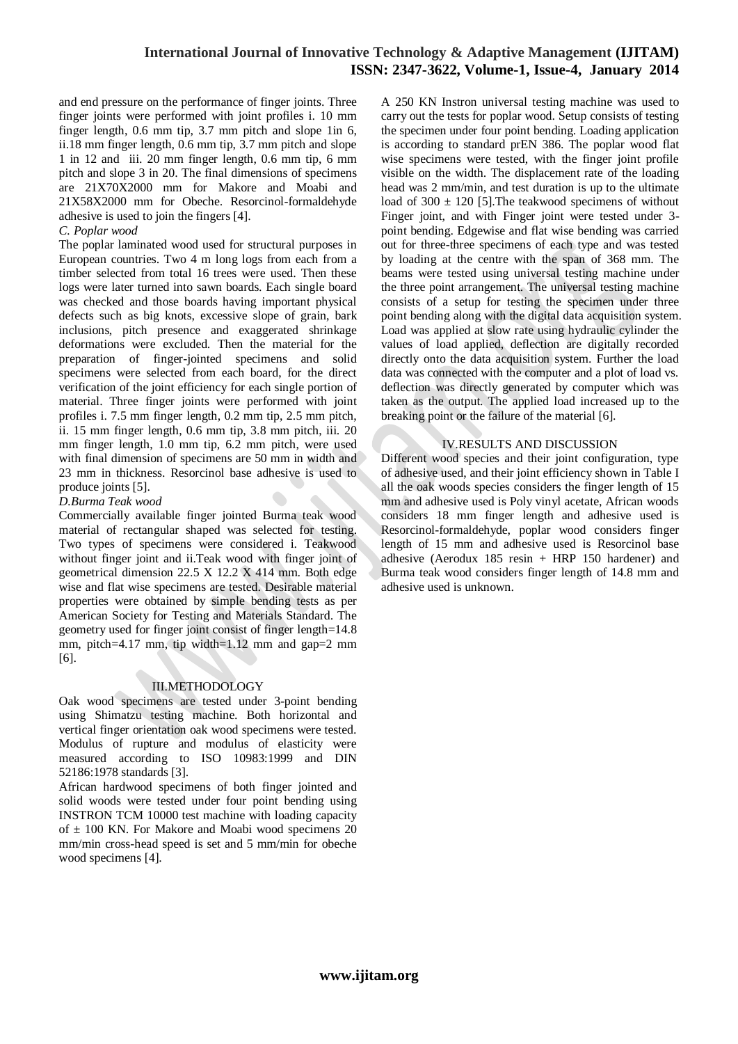and end pressure on the performance of finger joints. Three finger joints were performed with joint profiles i. 10 mm finger length, 0.6 mm tip, 3.7 mm pitch and slope 1in 6, ii.18 mm finger length, 0.6 mm tip, 3.7 mm pitch and slope 1 in 12 and iii. 20 mm finger length, 0.6 mm tip, 6 mm pitch and slope 3 in 20. The final dimensions of specimens are 21X70X2000 mm for Makore and Moabi and 21X58X2000 mm for Obeche. Resorcinol-formaldehyde adhesive is used to join the fingers [4].

*C. Poplar wood*

The poplar laminated wood used for structural purposes in European countries. Two 4 m long logs from each from a timber selected from total 16 trees were used. Then these logs were later turned into sawn boards. Each single board was checked and those boards having important physical defects such as big knots, excessive slope of grain, bark inclusions, pitch presence and exaggerated shrinkage deformations were excluded. Then the material for the preparation of finger-jointed specimens and solid specimens were selected from each board, for the direct verification of the joint efficiency for each single portion of material. Three finger joints were performed with joint profiles i. 7.5 mm finger length, 0.2 mm tip, 2.5 mm pitch, ii. 15 mm finger length, 0.6 mm tip, 3.8 mm pitch, iii. 20 mm finger length, 1.0 mm tip, 6.2 mm pitch, were used with final dimension of specimens are 50 mm in width and 23 mm in thickness. Resorcinol base adhesive is used to produce joints [5].

*D.Burma Teak wood*

Commercially available finger jointed Burma teak wood material of rectangular shaped was selected for testing. Two types of specimens were considered i. Teakwood without finger joint and ii.Teak wood with finger joint of geometrical dimension 22.5 X 12.2 X 414 mm. Both edge wise and flat wise specimens are tested. Desirable material properties were obtained by simple bending tests as per American Society for Testing and Materials Standard. The geometry used for finger joint consist of finger length=14.8 mm, pitch=4.17 mm, tip width=1.12 mm and gap=2 mm [6].

## III.METHODOLOGY

Oak wood specimens are tested under 3-point bending using Shimatzu testing machine. Both horizontal and vertical finger orientation oak wood specimens were tested. Modulus of rupture and modulus of elasticity were measured according to ISO 10983:1999 and DIN 52186:1978 standards [3].

African hardwood specimens of both finger jointed and solid woods were tested under four point bending using INSTRON TCM 10000 test machine with loading capacity of ± 100 KN. For Makore and Moabi wood specimens 20 mm/min cross-head speed is set and 5 mm/min for obeche wood specimens [4].

A 250 KN Instron universal testing machine was used to carry out the tests for poplar wood. Setup consists of testing the specimen under four point bending. Loading application is according to standard prEN 386. The poplar wood flat wise specimens were tested, with the finger joint profile visible on the width. The displacement rate of the loading head was 2 mm/min, and test duration is up to the ultimate load of 300 ± 120 [5].The teakwood specimens of without Finger joint, and with Finger joint were tested under 3-point bending. Edgewise and flat wise bending was carried out for three-three specimens of each type and was tested by loading at the centre with the span of 368 mm. The beams were tested using universal testing machine under the three point arrangement. The universal testing machine consists of a setup for testing the specimen under three point bending along with the digital data acquisition system. Load was applied at slow rate using hydraulic cylinder the values of load applied, deflection are digitally recorded directly onto the data acquisition system. Further the load data was connected with the computer and a plot of load vs. deflection was directly generated by computer which was taken as the output. The applied load increased up to the breaking point or the failure of the material [6].

## IV.RESULTS AND DISCUSSION

Different wood species and their joint configuration, type of adhesive used, and their joint efficiency shown in Table I all the oak woods species considers the finger length of 15 mm and adhesive used is Poly vinyl acetate, African woods considers 18 mm finger length and adhesive used is Resorcinol-formaldehyde, poplar wood considers finger length of 15 mm and adhesive used is Resorcinol base adhesive (Aerodux 185 resin + HRP 150 hardener) and Burma teak wood considers finger length of 14.8 mm and adhesive used is unknown.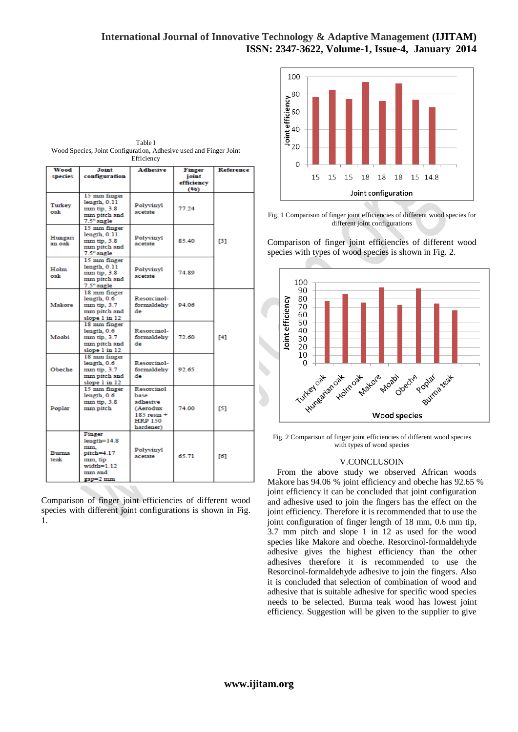Table I
Wood Species, Joint Configuration, Adhesive used and Finger Joint Efficiency

| Wood species | Joint configuration | Adhesive | Finger joint efficiency (%) | Reference |
|---|---|---|---|---|
| Turkey oak | 15 mm finger length, 0.11 mm tip, 3.8 mm pitch and 7.5° angle | Polyvinyl acetate | 77.24 | |
| Hungarian oak | 15 mm finger length, 0.11 mm tip, 3.8 mm pitch and 7.5° angle | Polyvinyl acetate | 85.40 | [3] |
| Holm oak | 15 mm finger length, 0.11 mm tip, 3.8 mm pitch and 7.5° angle | Polyvinyl acetate | 74.89 | |
| Makore | 18 mm finger length, 0.6 mm tip, 3.7 mm pitch and slope 1 in 12 | Resorcinol-formaldehyde | 94.06 | |
| Moabi | 18 mm finger length, 0.6 mm tip, 3.7 mm pitch and slope 1 in 12 | Resorcinol-formaldehyde | 72.60 | [4] |
| Obeche | 18 mm finger length, 0.6 mm tip, 3.7 mm pitch and slope 1 in 12 | Resorcinol-formaldehyde | 92.65 | |
| Poplar | 15 mm finger length, 0.6 mm tip, 3.8 mm pitch | Resorcinol base adhesive (Aerodux 185 resin + HRP 150 hardener) | 74.00 | [5] |
| Burma teak | Finger length=14.8 mm, pitch=4.17 mm, tip width=1.12 mm and gap=2 mm | Polyvinyl acetate | 65.71 | [6] |

Comparison of finger joint efficiencies of different wood species with different joint configurations is shown in Fig. 1.

Fig. 1 Comparison of finger joint efficiencies of different wood species for different joint configurations

Comparison of finger joint efficiencies of different wood species with types of wood species is shown in Fig. 2.

Fig. 2 Comparison of finger joint efficiencies of different wood species with types of wood species

## V.CONCLUSOIN

From the above study we observed African woods Makore has 94.06 % joint efficiency and obeche has 92.65 % joint efficiency it can be concluded that joint configuration and adhesive used to join the fingers has the effect on the joint efficiency. Therefore it is recommended that to use the joint configuration of finger length of 18 mm, 0.6 mm tip, 3.7 mm pitch and slope 1 in 12 as used for the wood species like Makore and obeche. Resorcinol-formaldehyde adhesive gives the highest efficiency than the other adhesives therefore it is recommended to use the Resorcinol-formaldehyde adhesive to join the fingers. Also it is concluded that selection of combination of wood and adhesive that is suitable adhesive for specific wood species needs to be selected. Burma teak wood has lowest joint efficiency. Suggestion will be given to the supplier to give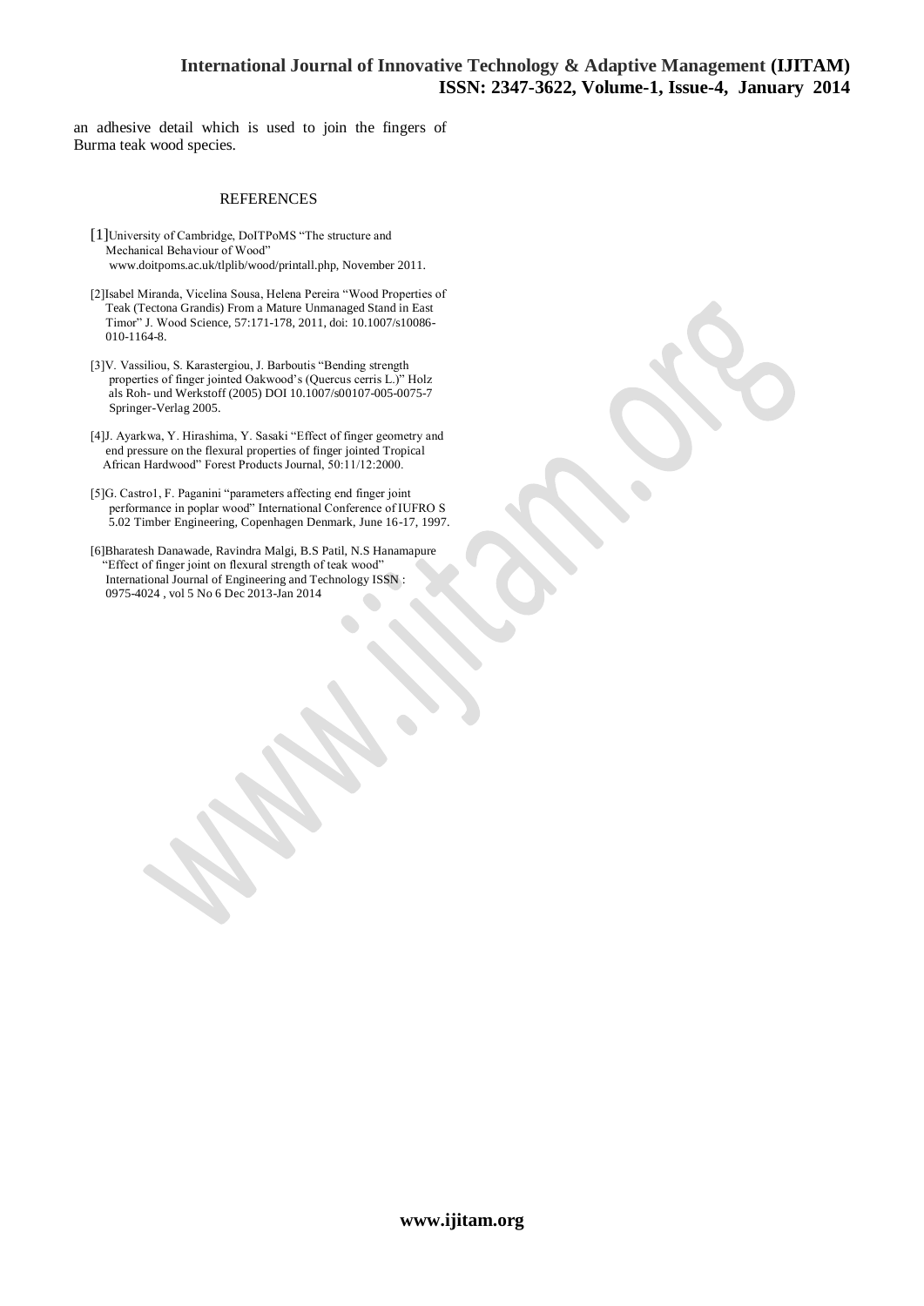an adhesive detail which is used to join the fingers of Burma teak wood species.

## REFERENCES

[1]University of Cambridge, DoITPoMS "The structure and Mechanical Behaviour of Wood" www.doitpoms.ac.uk/tlplib/wood/printall.php, November 2011.

[2]Isabel Miranda, Vicelina Sousa, Helena Pereira "Wood Properties of Teak (Tectona Grandis) From a Mature Unmanaged Stand in East Timor" J. Wood Science, 57:171-178, 2011, doi: 10.1007/s10086-010-1164-8.

[3]V. Vassiliou, S. Karastergiou, J. Barboutis "Bending strength properties of finger jointed Oakwood's (Quercus cerris L.)" Holz als Roh- und Werkstoff (2005) DOI 10.1007/s00107-005-0075-7 Springer-Verlag 2005.

[4]J. Ayarkwa, Y. Hirashima, Y. Sasaki "Effect of finger geometry and end pressure on the flexural properties of finger jointed Tropical African Hardwood" Forest Products Journal, 50:11/12:2000.

[5]G. Castro1, F. Paganini "parameters affecting end finger joint performance in poplar wood" International Conference of IUFRO S 5.02 Timber Engineering, Copenhagen Denmark, June 16-17, 1997.

[6]Bharatesh Danawade, Ravindra Malgi, B.S Patil, N.S Hanamapure "Effect of finger joint on flexural strength of teak wood" International Journal of Engineering and Technology ISSN : 0975-4024 , vol 5 No 6 Dec 2013-Jan 2014